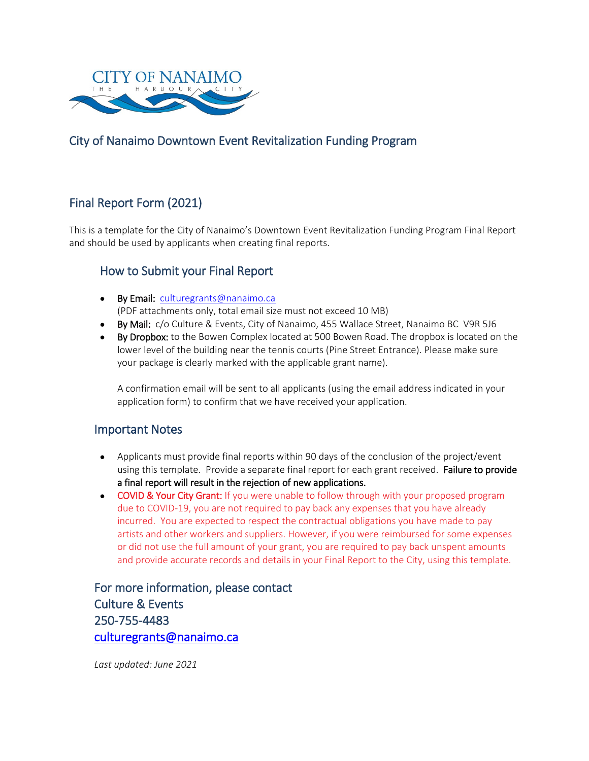CITY OF NANAIMO
THE HARBOUR CITY

# City of Nanaimo Downtown Event Revitalization Funding Program

## Final Report Form (2021)

This is a template for the City of Nanaimo's Downtown Event Revitalization Funding Program Final Report and should be used by applicants when creating final reports.

### How to Submit your Final Report

- **By Email:** culturegrants@nanaimo.ca
  (PDF attachments only, total email size must not exceed 10 MB)
- **By Mail:** c/o Culture & Events, City of Nanaimo, 455 Wallace Street, Nanaimo BC V9R 5J6
- **By Dropbox:** to the Bowen Complex located at 500 Bowen Road. The dropbox is located on the lower level of the building near the tennis courts (Pine Street Entrance). Please make sure your package is clearly marked with the applicable grant name).

  A confirmation email will be sent to all applicants (using the email address indicated in your application form) to confirm that we have received your application.

### Important Notes

- Applicants must provide final reports within 90 days of the conclusion of the project/event using this template. Provide a separate final report for each grant received. **Failure to provide a final report will result in the rejection of new applications.**
- **COVID & Your City Grant:** If you were unable to follow through with your proposed program due to COVID-19, you are not required to pay back any expenses that you have already incurred. You are expected to respect the contractual obligations you have made to pay artists and other workers and suppliers. However, if you were reimbursed for some expenses or did not use the full amount of your grant, you are required to pay back unspent amounts and provide accurate records and details in your Final Report to the City, using this template.

### For more information, please contact
### Culture & Events
### 250-755-4483
### culturegrants@nanaimo.ca

*Last updated: June 2021*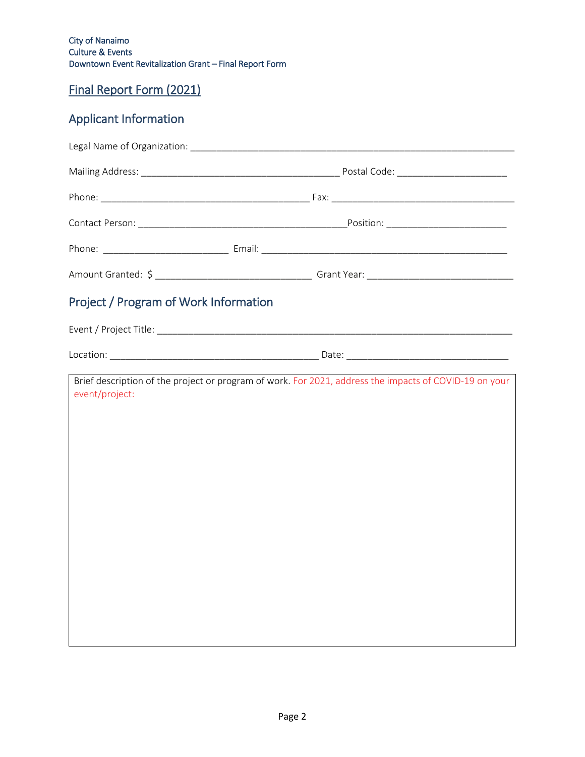City of Nanaimo
Culture & Events
Downtown Event Revitalization Grant – Final Report Form

## Final Report Form (2021)

## Applicant Information

Legal Name of Organization: ______________________________________________________________

Mailing Address: ______________________________________ Postal Code: _____________________

Phone: ________________________________________ Fax: ___________________________________

Contact Person: ________________________________________Position: ______________________

Phone: _______________________ Email: _______________________________________________

Amount Granted: $ ______________________________ Grant Year: ___________________________

## Project / Program of Work Information

Event / Project Title: ______________________________________________________________________

Location: ________________________________________ Date: ______________________________

Brief description of the project or program of work. For 2021, address the impacts of COVID-19 on your event/project: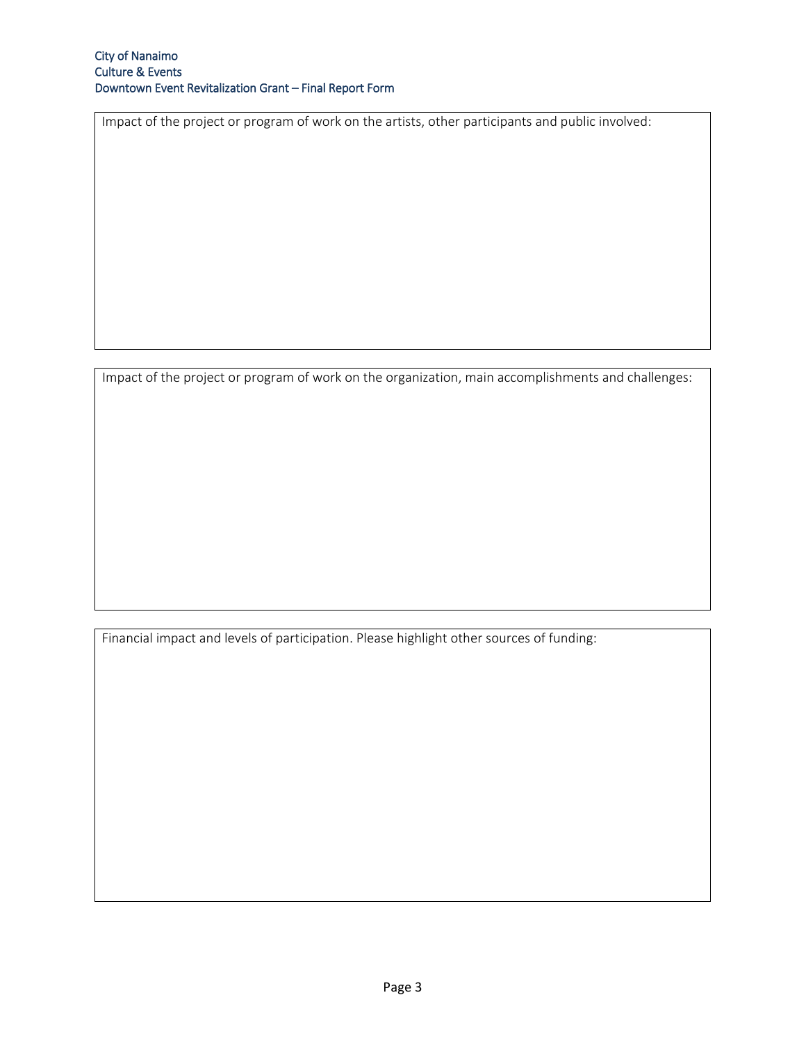Impact of the project or program of work on the artists, other participants and public involved:

Impact of the project or program of work on the organization, main accomplishments and challenges:

Financial impact and levels of participation. Please highlight other sources of funding: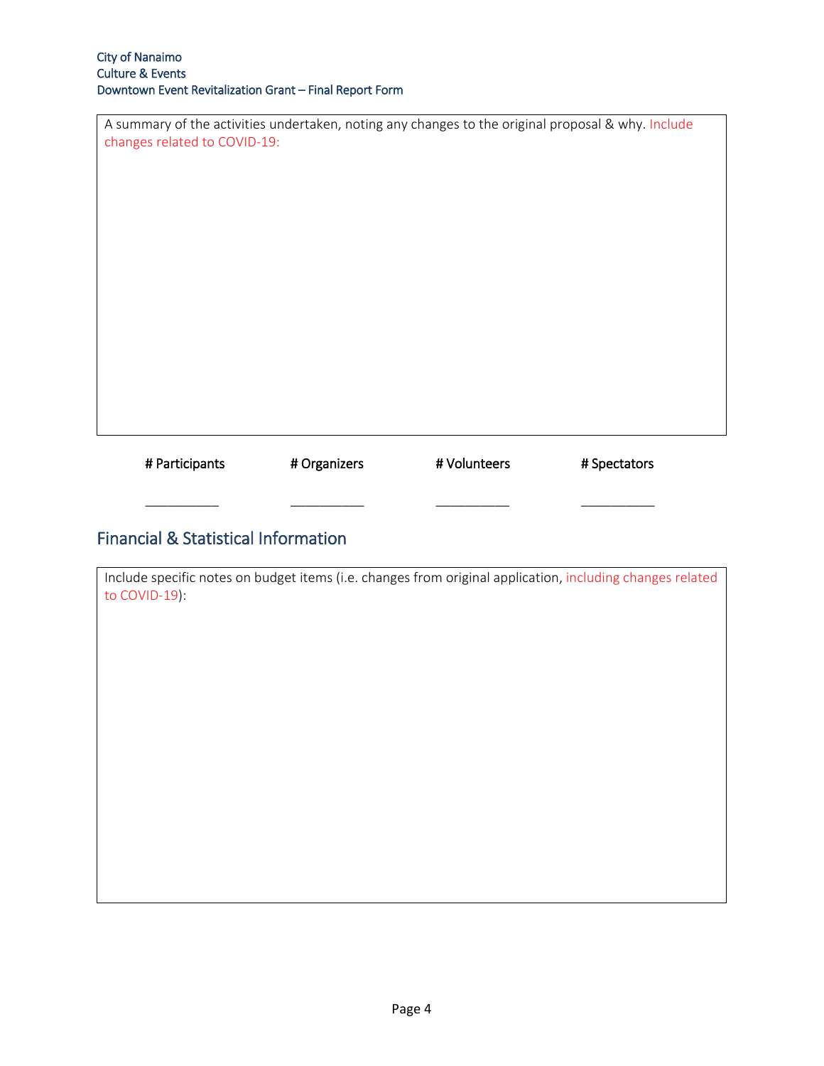A summary of the activities undertaken, noting any changes to the original proposal & why. Include changes related to COVID-19:

| # Participants | # Organizers | # Volunteers | # Spectators |
|---|---|---|---|
| __________ | __________ | __________ | __________ |

## Financial & Statistical Information

Include specific notes on budget items (i.e. changes from original application, including changes related to COVID-19):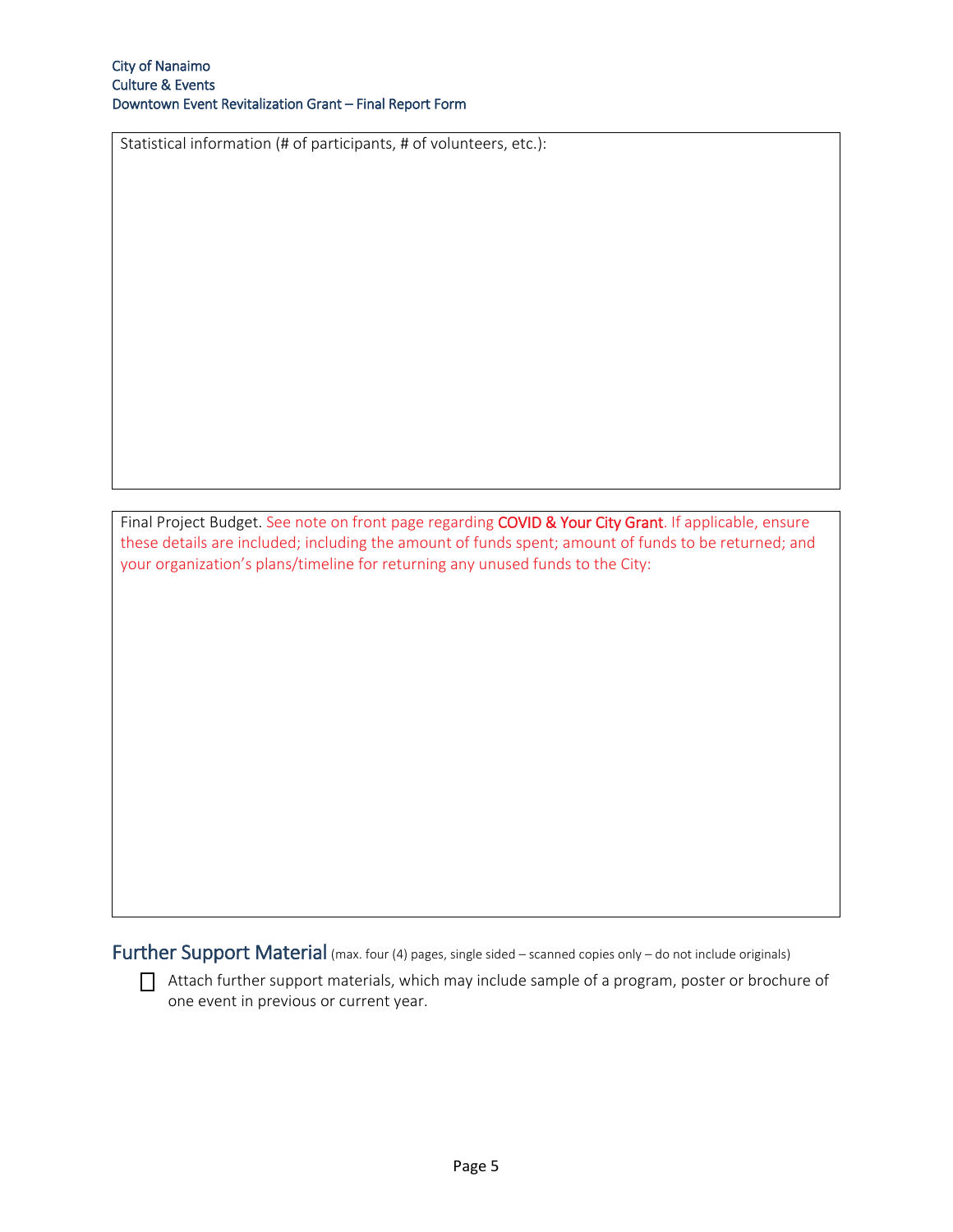Statistical information (# of participants, # of volunteers, etc.):

Final Project Budget. See note on front page regarding **COVID & Your City Grant**. If applicable, ensure these details are included; including the amount of funds spent; amount of funds to be returned; and your organization's plans/timeline for returning any unused funds to the City:

## Further Support Material (max. four (4) pages, single sided – scanned copies only – do not include originals)

- ☐ Attach further support materials, which may include sample of a program, poster or brochure of one event in previous or current year.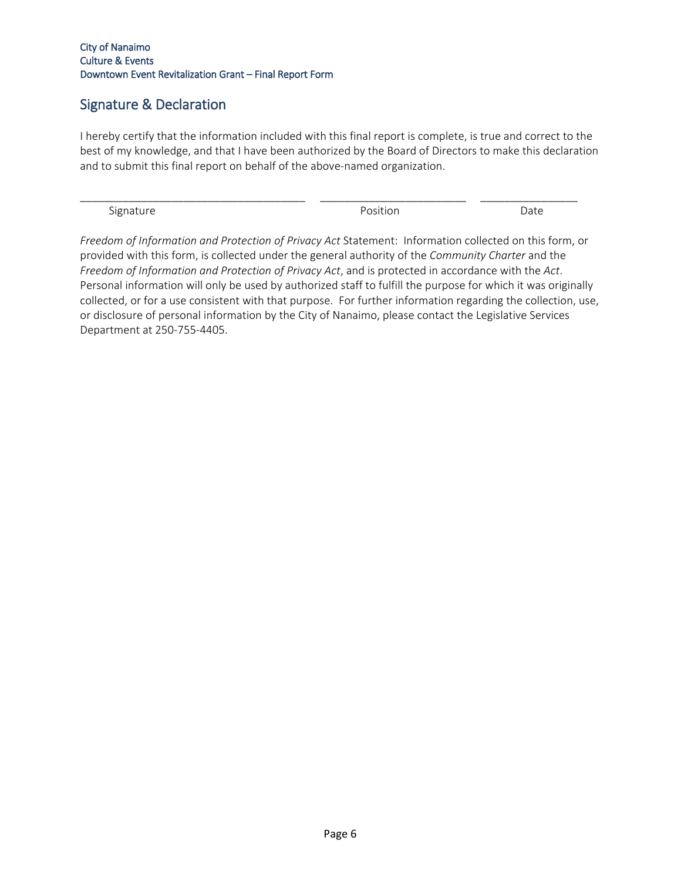## Signature & Declaration

I hereby certify that the information included with this final report is complete, is true and correct to the best of my knowledge, and that I have been authorized by the Board of Directors to make this declaration and to submit this final report on behalf of the above-named organization.

| ____________________________________ | ________________________ | ________________ |
|---|---|---|
| Signature | Position | Date |

*Freedom of Information and Protection of Privacy Act* Statement: Information collected on this form, or provided with this form, is collected under the general authority of the *Community Charter* and the *Freedom of Information and Protection of Privacy Act*, and is protected in accordance with the *Act*. Personal information will only be used by authorized staff to fulfill the purpose for which it was originally collected, or for a use consistent with that purpose. For further information regarding the collection, use, or disclosure of personal information by the City of Nanaimo, please contact the Legislative Services Department at 250-755-4405.